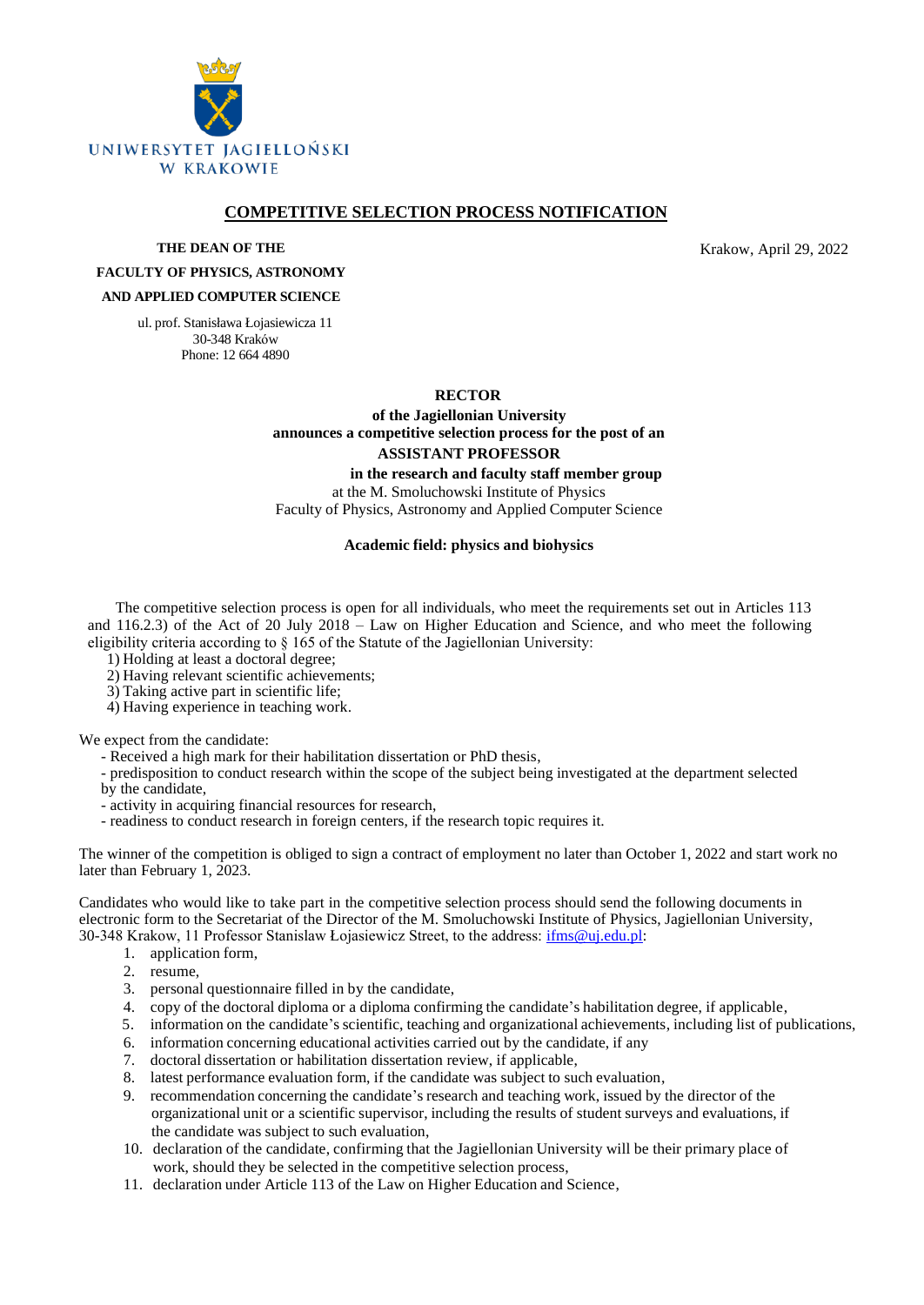UNIWERSYTET JAGIELLOŃSKI
W KRAKOWIE

# COMPETITIVE SELECTION PROCESS NOTIFICATION

**THE DEAN OF THE**
**FACULTY OF PHYSICS, ASTRONOMY**
**AND APPLIED COMPUTER SCIENCE**

ul. prof. Stanisława Łojasiewicza 11
30-348 Kraków
Phone: 12 664 4890

Krakow, April 29, 2022

**RECTOR**
**of the Jagiellonian University**
**announces a competitive selection process for the post of an**
**ASSISTANT PROFESSOR**
**in the research and faculty staff member group**
at the M. Smoluchowski Institute of Physics
Faculty of Physics, Astronomy and Applied Computer Science

**Academic field: physics and biohysics**

The competitive selection process is open for all individuals, who meet the requirements set out in Articles 113 and 116.2.3) of the Act of 20 July 2018 – Law on Higher Education and Science, and who meet the following eligibility criteria according to § 165 of the Statute of the Jagiellonian University:

1) Holding at least a doctoral degree;
2) Having relevant scientific achievements;
3) Taking active part in scientific life;
4) Having experience in teaching work.

We expect from the candidate:

- Received a high mark for their habilitation dissertation or PhD thesis,
- predisposition to conduct research within the scope of the subject being investigated at the department selected by the candidate,
- activity in acquiring financial resources for research,
- readiness to conduct research in foreign centers, if the research topic requires it.

The winner of the competition is obliged to sign a contract of employment no later than October 1, 2022 and start work no later than February 1, 2023.

Candidates who would like to take part in the competitive selection process should send the following documents in electronic form to the Secretariat of the Director of the M. Smoluchowski Institute of Physics, Jagiellonian University, 30-348 Krakow, 11 Professor Stanislaw Łojasiewicz Street, to the address: ifms@uj.edu.pl:

1. application form,
2. resume,
3. personal questionnaire filled in by the candidate,
4. copy of the doctoral diploma or a diploma confirming the candidate's habilitation degree, if applicable,
5. information on the candidate's scientific, teaching and organizational achievements, including list of publications,
6. information concerning educational activities carried out by the candidate, if any
7. doctoral dissertation or habilitation dissertation review, if applicable,
8. latest performance evaluation form, if the candidate was subject to such evaluation,
9. recommendation concerning the candidate's research and teaching work, issued by the director of the organizational unit or a scientific supervisor, including the results of student surveys and evaluations, if the candidate was subject to such evaluation,
10. declaration of the candidate, confirming that the Jagiellonian University will be their primary place of work, should they be selected in the competitive selection process,
11. declaration under Article 113 of the Law on Higher Education and Science,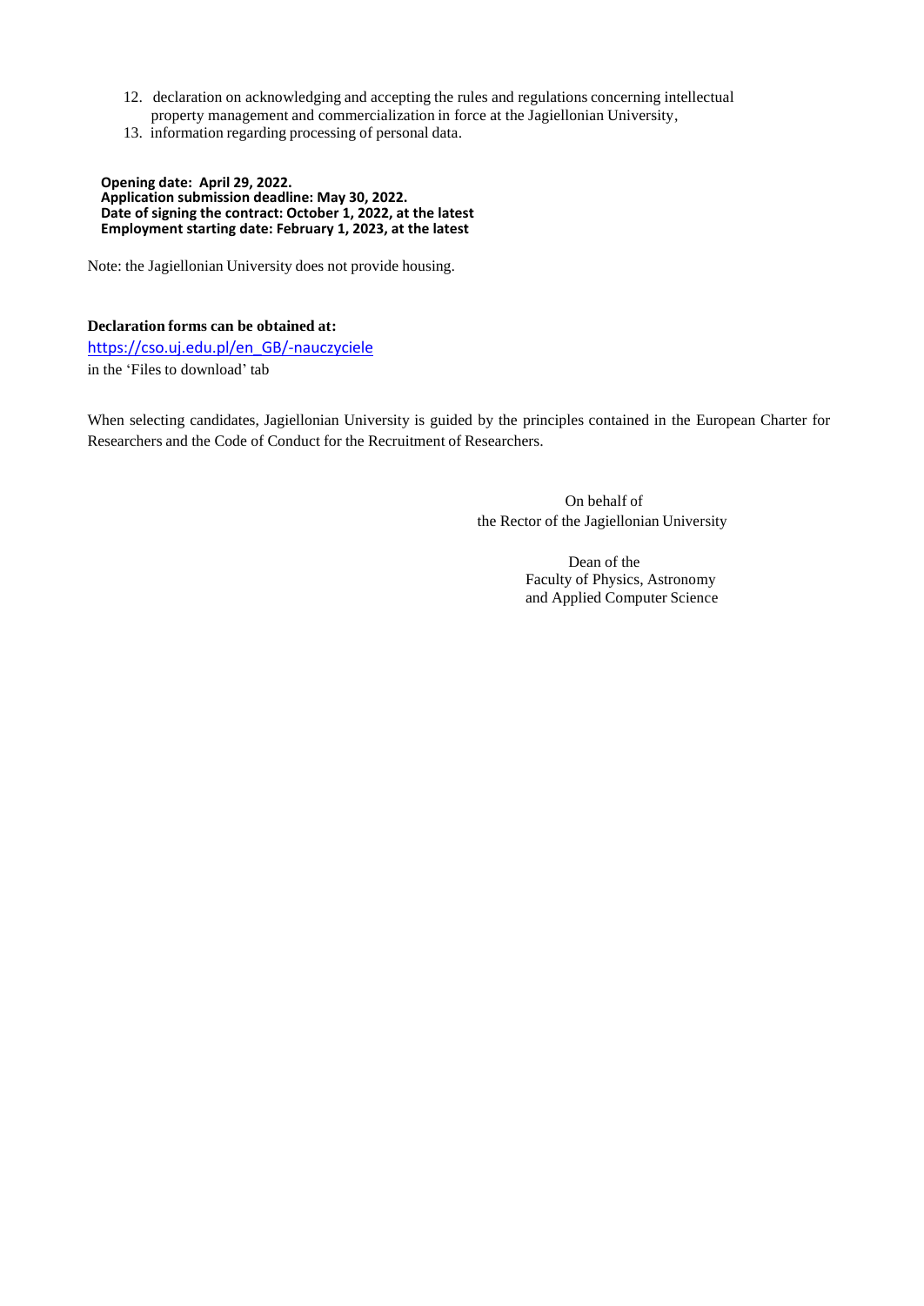12. declaration on acknowledging and accepting the rules and regulations concerning intellectual property management and commercialization in force at the Jagiellonian University,
13. information regarding processing of personal data.

**Opening date: April 29, 2022.**
**Application submission deadline: May 30, 2022.**
**Date of signing the contract: October 1, 2022, at the latest**
**Employment starting date: February 1, 2023, at the latest**

Note: the Jagiellonian University does not provide housing.

**Declaration forms can be obtained at:**
https://cso.uj.edu.pl/en_GB/-nauczyciele
in the 'Files to download' tab

When selecting candidates, Jagiellonian University is guided by the principles contained in the European Charter for Researchers and the Code of Conduct for the Recruitment of Researchers.

On behalf of
the Rector of the Jagiellonian University

Dean of the
Faculty of Physics, Astronomy
and Applied Computer Science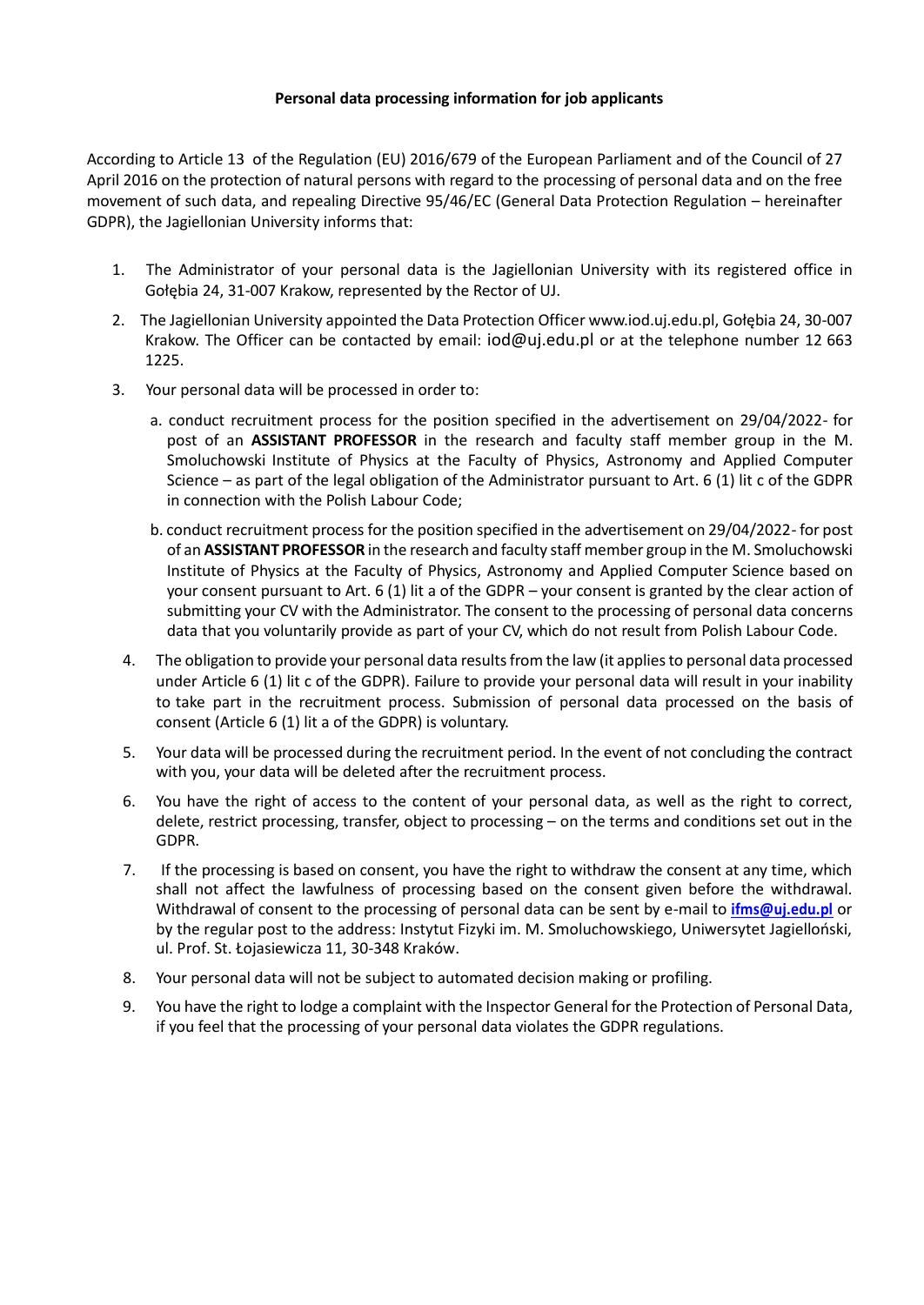**Personal data processing information for job applicants**

According to Article 13 of the Regulation (EU) 2016/679 of the European Parliament and of the Council of 27 April 2016 on the protection of natural persons with regard to the processing of personal data and on the free movement of such data, and repealing Directive 95/46/EC (General Data Protection Regulation – hereinafter GDPR), the Jagiellonian University informs that:

1. The Administrator of your personal data is the Jagiellonian University with its registered office in Gołębia 24, 31-007 Krakow, represented by the Rector of UJ.
2. The Jagiellonian University appointed the Data Protection Officer www.iod.uj.edu.pl, Gołębia 24, 30-007 Krakow. The Officer can be contacted by email: iod@uj.edu.pl or at the telephone number 12 663 1225.
3. Your personal data will be processed in order to:
   a. conduct recruitment process for the position specified in the advertisement on 29/04/2022- for post of an **ASSISTANT PROFESSOR** in the research and faculty staff member group in the M. Smoluchowski Institute of Physics at the Faculty of Physics, Astronomy and Applied Computer Science – as part of the legal obligation of the Administrator pursuant to Art. 6 (1) lit c of the GDPR in connection with the Polish Labour Code;
   b. conduct recruitment process for the position specified in the advertisement on 29/04/2022- for post of an **ASSISTANT PROFESSOR** in the research and faculty staff member group in the M. Smoluchowski Institute of Physics at the Faculty of Physics, Astronomy and Applied Computer Science based on your consent pursuant to Art. 6 (1) lit a of the GDPR – your consent is granted by the clear action of submitting your CV with the Administrator. The consent to the processing of personal data concerns data that you voluntarily provide as part of your CV, which do not result from Polish Labour Code.
4. The obligation to provide your personal data results from the law (it applies to personal data processed under Article 6 (1) lit c of the GDPR). Failure to provide your personal data will result in your inability to take part in the recruitment process. Submission of personal data processed on the basis of consent (Article 6 (1) lit a of the GDPR) is voluntary.
5. Your data will be processed during the recruitment period. In the event of not concluding the contract with you, your data will be deleted after the recruitment process.
6. You have the right of access to the content of your personal data, as well as the right to correct, delete, restrict processing, transfer, object to processing – on the terms and conditions set out in the GDPR.
7. If the processing is based on consent, you have the right to withdraw the consent at any time, which shall not affect the lawfulness of processing based on the consent given before the withdrawal. Withdrawal of consent to the processing of personal data can be sent by e-mail to **ifms@uj.edu.pl** or by the regular post to the address: Instytut Fizyki im. M. Smoluchowskiego, Uniwersytet Jagielloński, ul. Prof. St. Łojasiewicza 11, 30-348 Kraków.
8. Your personal data will not be subject to automated decision making or profiling.
9. You have the right to lodge a complaint with the Inspector General for the Protection of Personal Data, if you feel that the processing of your personal data violates the GDPR regulations.